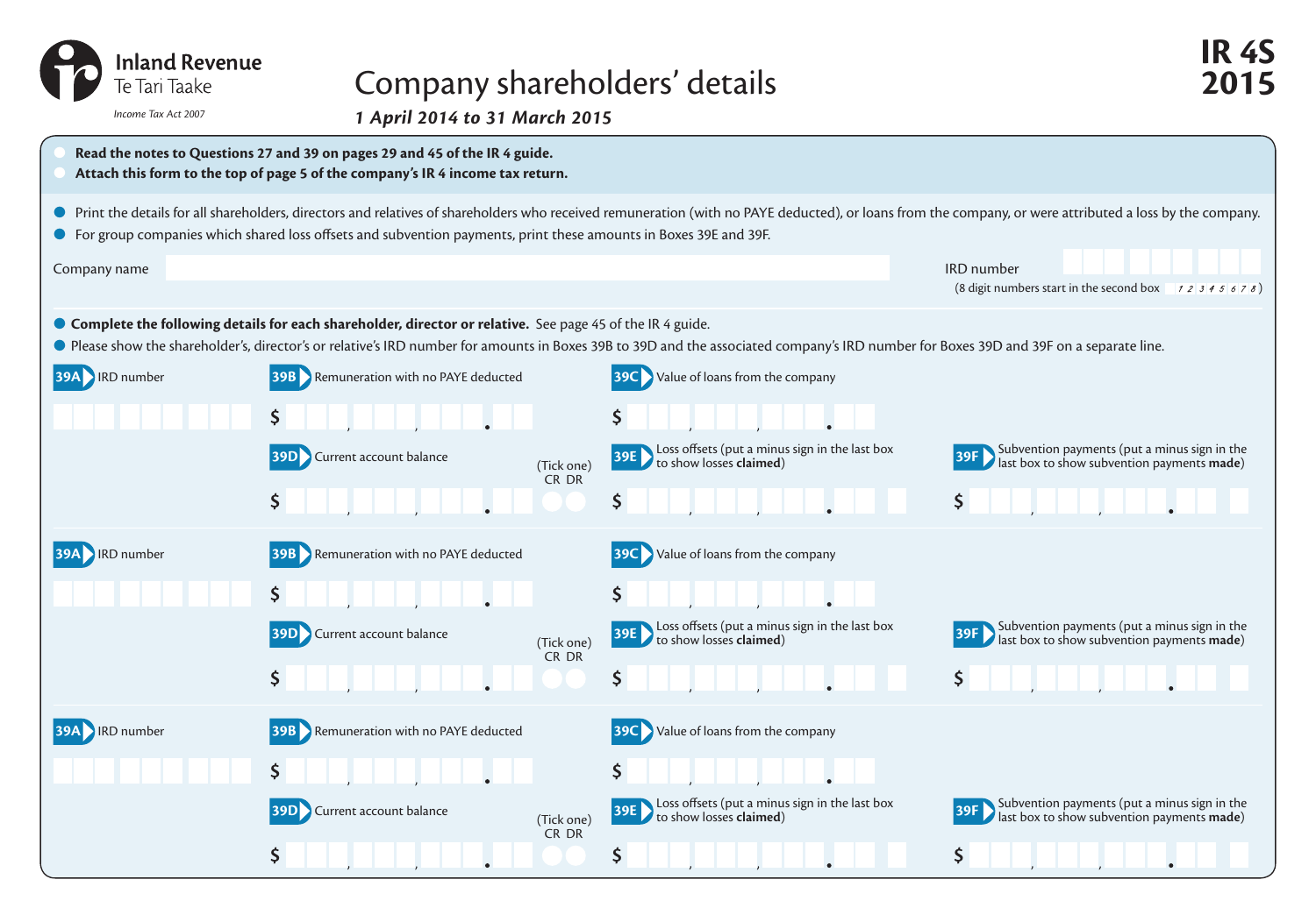Inland Revenue
Te Tari Taake

*Income Tax Act 2007*

# Company shareholders' details

***1 April 2014 to 31 March 2015***

**IR 4S**
**2015**

- **Read the notes to Questions 27 and 39 on pages 29 and 45 of the IR 4 guide.**
- **Attach this form to the top of page 5 of the company's IR 4 income tax return.**

- Print the details for all shareholders, directors and relatives of shareholders who received remuneration (with no PAYE deducted), or loans from the company, or were attributed a loss by the company.
- For group companies which shared loss offsets and subvention payments, print these amounts in Boxes 39E and 39F.

Company name

IRD number
(8 digit numbers start in the second box 12345678)

- **Complete the following details for each shareholder, director or relative.** See page 45 of the IR 4 guide.
- Please show the shareholder's, director's or relative's IRD number for amounts in Boxes 39B to 39D and the associated company's IRD number for Boxes 39D and 39F on a separate line.

**39A** IRD number

**39B** Remuneration with no PAYE deducted $

**39C** Value of loans from the company $

**39D** Current account balance $ (Tick one) CR DR

**39E** Loss offsets (put a minus sign in the last box to show losses **claimed**) $

**39F** Subvention payments (put a minus sign in the last box to show subvention payments **made**) $

**39A** IRD number

**39B** Remuneration with no PAYE deducted $

**39C** Value of loans from the company $

**39D** Current account balance $ (Tick one) CR DR

**39E** Loss offsets (put a minus sign in the last box to show losses **claimed**) $

**39F** Subvention payments (put a minus sign in the last box to show subvention payments **made**) $

**39A** IRD number

**39B** Remuneration with no PAYE deducted $

**39C** Value of loans from the company $

**39D** Current account balance $ (Tick one) CR DR

**39E** Loss offsets (put a minus sign in the last box to show losses **claimed**) $

**39F** Subvention payments (put a minus sign in the last box to show subvention payments **made**) $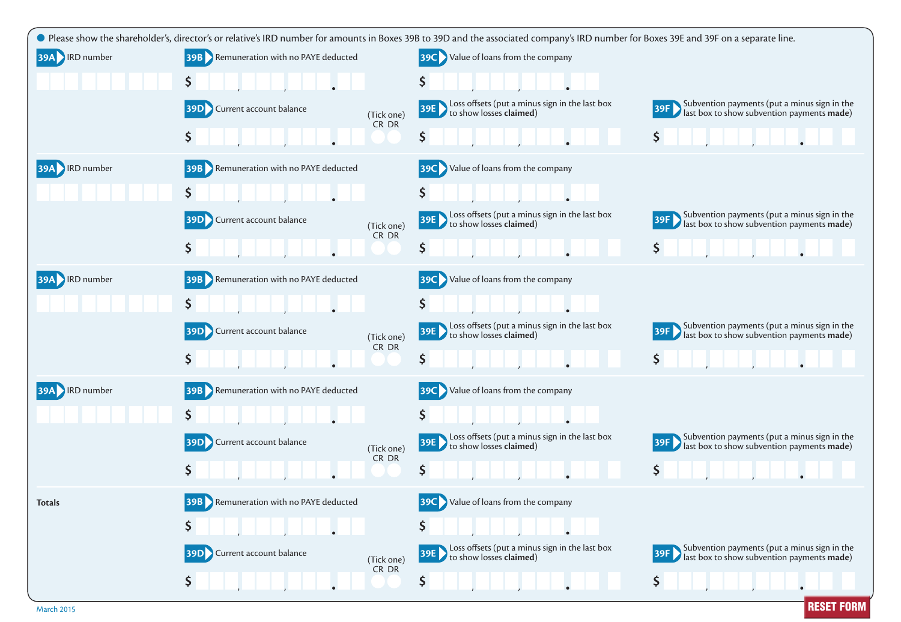- Please show the shareholder's, director's or relative's IRD number for amounts in Boxes 39B to 39D and the associated company's IRD number for Boxes 39E and 39F on a separate line.

**39A** IRD number

**39B** Remuneration with no PAYE deducted $

**39C** Value of loans from the company $

**39D** Current account balance $ (Tick one) CR DR

**39E** Loss offsets (put a minus sign in the last box to show losses **claimed**) $

**39F** Subvention payments (put a minus sign in the last box to show subvention payments **made**) $

---

**39A** IRD number

**39B** Remuneration with no PAYE deducted $

**39C** Value of loans from the company $

**39D** Current account balance $ (Tick one) CR DR

**39E** Loss offsets (put a minus sign in the last box to show losses **claimed**) $

**39F** Subvention payments (put a minus sign in the last box to show subvention payments **made**) $

---

**39A** IRD number

**39B** Remuneration with no PAYE deducted $

**39C** Value of loans from the company $

**39D** Current account balance $ (Tick one) CR DR

**39E** Loss offsets (put a minus sign in the last box to show losses **claimed**) $

**39F** Subvention payments (put a minus sign in the last box to show subvention payments **made**) $

---

**39A** IRD number

**39B** Remuneration with no PAYE deducted $

**39C** Value of loans from the company $

**39D** Current account balance $ (Tick one) CR DR

**39E** Loss offsets (put a minus sign in the last box to show losses **claimed**) $

**39F** Subvention payments (put a minus sign in the last box to show subvention payments **made**) $

---

**Totals**

**39B** Remuneration with no PAYE deducted $

**39C** Value of loans from the company $

**39D** Current account balance $ (Tick one) CR DR

**39E** Loss offsets (put a minus sign in the last box to show losses **claimed**) $

**39F** Subvention payments (put a minus sign in the last box to show subvention payments **made**) $

March 2015

RESET FORM